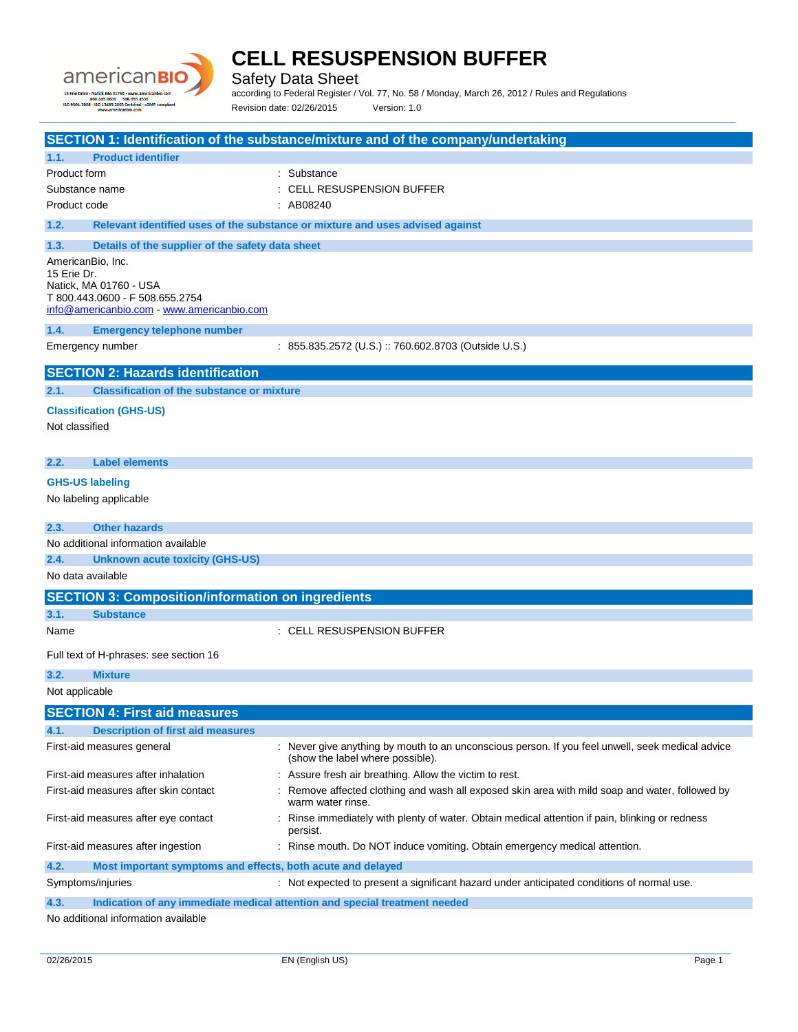# CELL RESUSPENSION BUFFER

Safety Data Sheet

according to Federal Register / Vol. 77, No. 58 / Monday, March 26, 2012 / Rules and Regulations

Revision date: 02/26/2015 Version: 1.0

## SECTION 1: Identification of the substance/mixture and of the company/undertaking

### 1.1. Product identifier

| | |
|---|---|
| Product form | : Substance |
| Substance name | : CELL RESUSPENSION BUFFER |
| Product code | : AB08240 |

### 1.2. Relevant identified uses of the substance or mixture and uses advised against

### 1.3. Details of the supplier of the safety data sheet

AmericanBio, Inc.
15 Erie Dr.
Natick, MA 01760 - USA
T 800.443.0600 - F 508.655.2754
info@americanbio.com - www.americanbio.com

### 1.4. Emergency telephone number

| | |
|---|---|
| Emergency number | : 855.835.2572 (U.S.) :: 760.602.8703 (Outside U.S.) |

## SECTION 2: Hazards identification

### 2.1. Classification of the substance or mixture

**Classification (GHS-US)**

Not classified

### 2.2. Label elements

**GHS-US labeling**

No labeling applicable

### 2.3. Other hazards

No additional information available

### 2.4. Unknown acute toxicity (GHS-US)

No data available

## SECTION 3: Composition/information on ingredients

### 3.1. Substance

| | |
|---|---|
| Name | : CELL RESUSPENSION BUFFER |

Full text of H-phrases: see section 16

### 3.2. Mixture

Not applicable

## SECTION 4: First aid measures

### 4.1. Description of first aid measures

| | |
|---|---|
| First-aid measures general | : Never give anything by mouth to an unconscious person. If you feel unwell, seek medical advice (show the label where possible). |
| First-aid measures after inhalation | : Assure fresh air breathing. Allow the victim to rest. |
| First-aid measures after skin contact | : Remove affected clothing and wash all exposed skin area with mild soap and water, followed by warm water rinse. |
| First-aid measures after eye contact | : Rinse immediately with plenty of water. Obtain medical attention if pain, blinking or redness persist. |
| First-aid measures after ingestion | : Rinse mouth. Do NOT induce vomiting. Obtain emergency medical attention. |

### 4.2. Most important symptoms and effects, both acute and delayed

| | |
|---|---|
| Symptoms/injuries | : Not expected to present a significant hazard under anticipated conditions of normal use. |

### 4.3. Indication of any immediate medical attention and special treatment needed

No additional information available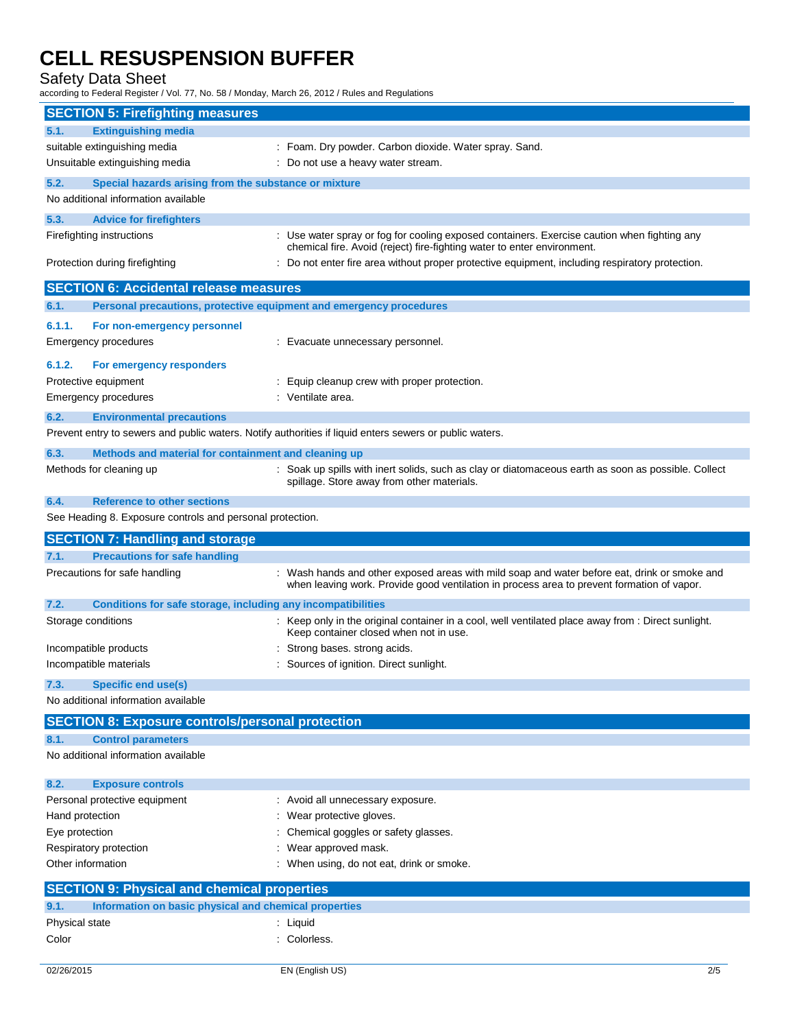## SECTION 5: Firefighting measures

### 5.1. Extinguishing media

| | |
|---|---|
| suitable extinguishing media | : Foam. Dry powder. Carbon dioxide. Water spray. Sand. |
| Unsuitable extinguishing media | : Do not use a heavy water stream. |

### 5.2. Special hazards arising from the substance or mixture

No additional information available

### 5.3. Advice for firefighters

| | |
|---|---|
| Firefighting instructions | : Use water spray or fog for cooling exposed containers. Exercise caution when fighting any chemical fire. Avoid (reject) fire-fighting water to enter environment. |
| Protection during firefighting | : Do not enter fire area without proper protective equipment, including respiratory protection. |

## SECTION 6: Accidental release measures

### 6.1. Personal precautions, protective equipment and emergency procedures

#### 6.1.1. For non-emergency personnel

| | |
|---|---|
| Emergency procedures | : Evacuate unnecessary personnel. |

#### 6.1.2. For emergency responders

| | |
|---|---|
| Protective equipment | : Equip cleanup crew with proper protection. |
| Emergency procedures | : Ventilate area. |

### 6.2. Environmental precautions

Prevent entry to sewers and public waters. Notify authorities if liquid enters sewers or public waters.

### 6.3. Methods and material for containment and cleaning up

| | |
|---|---|
| Methods for cleaning up | : Soak up spills with inert solids, such as clay or diatomaceous earth as soon as possible. Collect spillage. Store away from other materials. |

### 6.4. Reference to other sections

See Heading 8. Exposure controls and personal protection.

## SECTION 7: Handling and storage

### 7.1. Precautions for safe handling

| | |
|---|---|
| Precautions for safe handling | : Wash hands and other exposed areas with mild soap and water before eat, drink or smoke and when leaving work. Provide good ventilation in process area to prevent formation of vapor. |

### 7.2. Conditions for safe storage, including any incompatibilities

| | |
|---|---|
| Storage conditions | : Keep only in the original container in a cool, well ventilated place away from : Direct sunlight. Keep container closed when not in use. |
| Incompatible products | : Strong bases. strong acids. |
| Incompatible materials | : Sources of ignition. Direct sunlight. |

### 7.3. Specific end use(s)

No additional information available

## SECTION 8: Exposure controls/personal protection

### 8.1. Control parameters

No additional information available

### 8.2. Exposure controls

| | |
|---|---|
| Personal protective equipment | : Avoid all unnecessary exposure. |
| Hand protection | : Wear protective gloves. |
| Eye protection | : Chemical goggles or safety glasses. |
| Respiratory protection | : Wear approved mask. |
| Other information | : When using, do not eat, drink or smoke. |

## SECTION 9: Physical and chemical properties

### 9.1. Information on basic physical and chemical properties

| | |
|---|---|
| Physical state | : Liquid |
| Color | : Colorless. |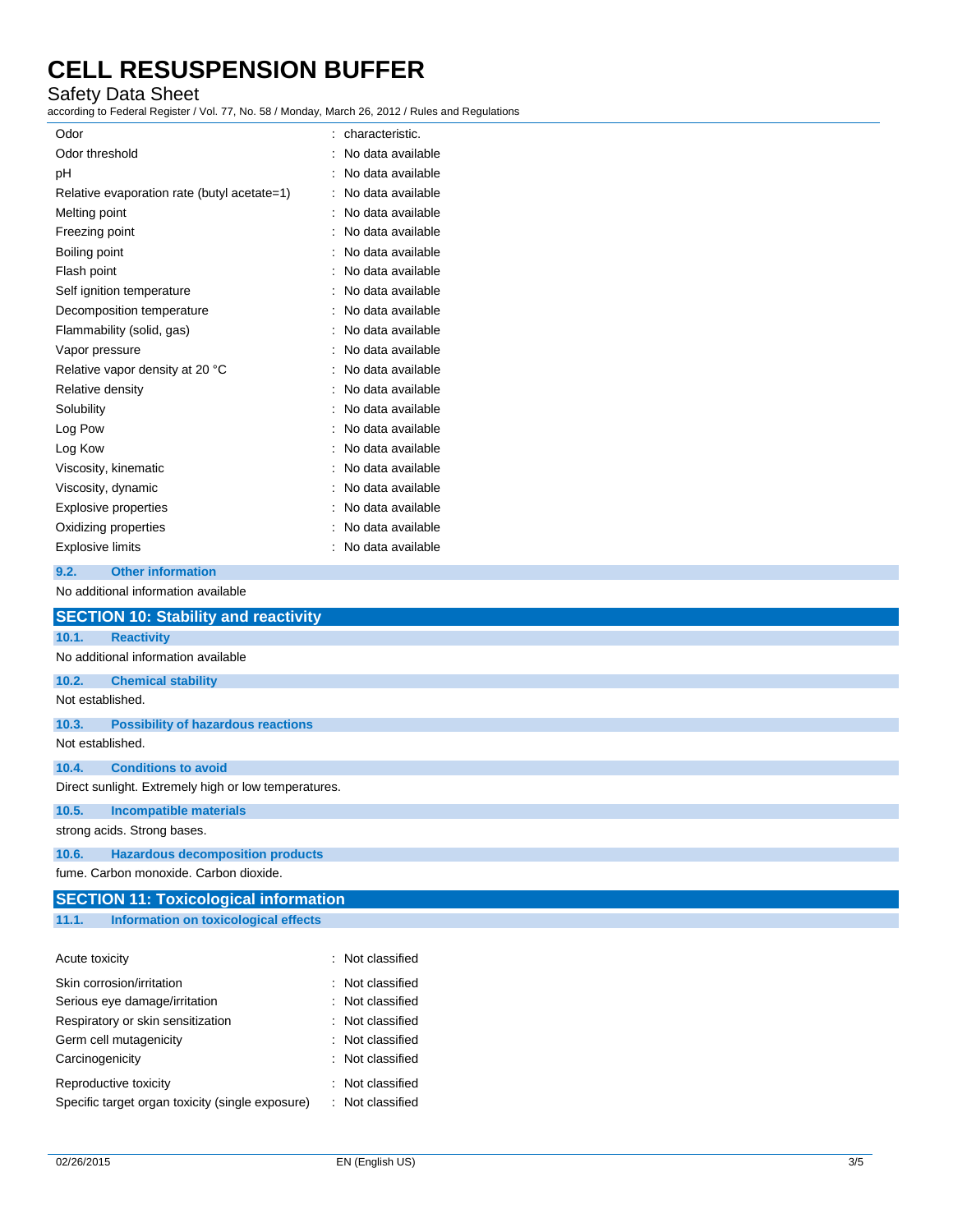| | |
|---|---|
| Odor | : characteristic. |
| Odor threshold | : No data available |
| pH | : No data available |
| Relative evaporation rate (butyl acetate=1) | : No data available |
| Melting point | : No data available |
| Freezing point | : No data available |
| Boiling point | : No data available |
| Flash point | : No data available |
| Self ignition temperature | : No data available |
| Decomposition temperature | : No data available |
| Flammability (solid, gas) | : No data available |
| Vapor pressure | : No data available |
| Relative vapor density at 20 °C | : No data available |
| Relative density | : No data available |
| Solubility | : No data available |
| Log Pow | : No data available |
| Log Kow | : No data available |
| Viscosity, kinematic | : No data available |
| Viscosity, dynamic | : No data available |
| Explosive properties | : No data available |
| Oxidizing properties | : No data available |
| Explosive limits | : No data available |

### 9.2. Other information

No additional information available

## SECTION 10: Stability and reactivity

### 10.1. Reactivity

No additional information available

### 10.2. Chemical stability

Not established.

### 10.3. Possibility of hazardous reactions

Not established.

### 10.4. Conditions to avoid

Direct sunlight. Extremely high or low temperatures.

### 10.5. Incompatible materials

strong acids. Strong bases.

### 10.6. Hazardous decomposition products

fume. Carbon monoxide. Carbon dioxide.

## SECTION 11: Toxicological information

### 11.1. Information on toxicological effects

| | |
|---|---|
| Acute toxicity | : Not classified |
| Skin corrosion/irritation | : Not classified |
| Serious eye damage/irritation | : Not classified |
| Respiratory or skin sensitization | : Not classified |
| Germ cell mutagenicity | : Not classified |
| Carcinogenicity | : Not classified |
| Reproductive toxicity | : Not classified |
| Specific target organ toxicity (single exposure) | : Not classified |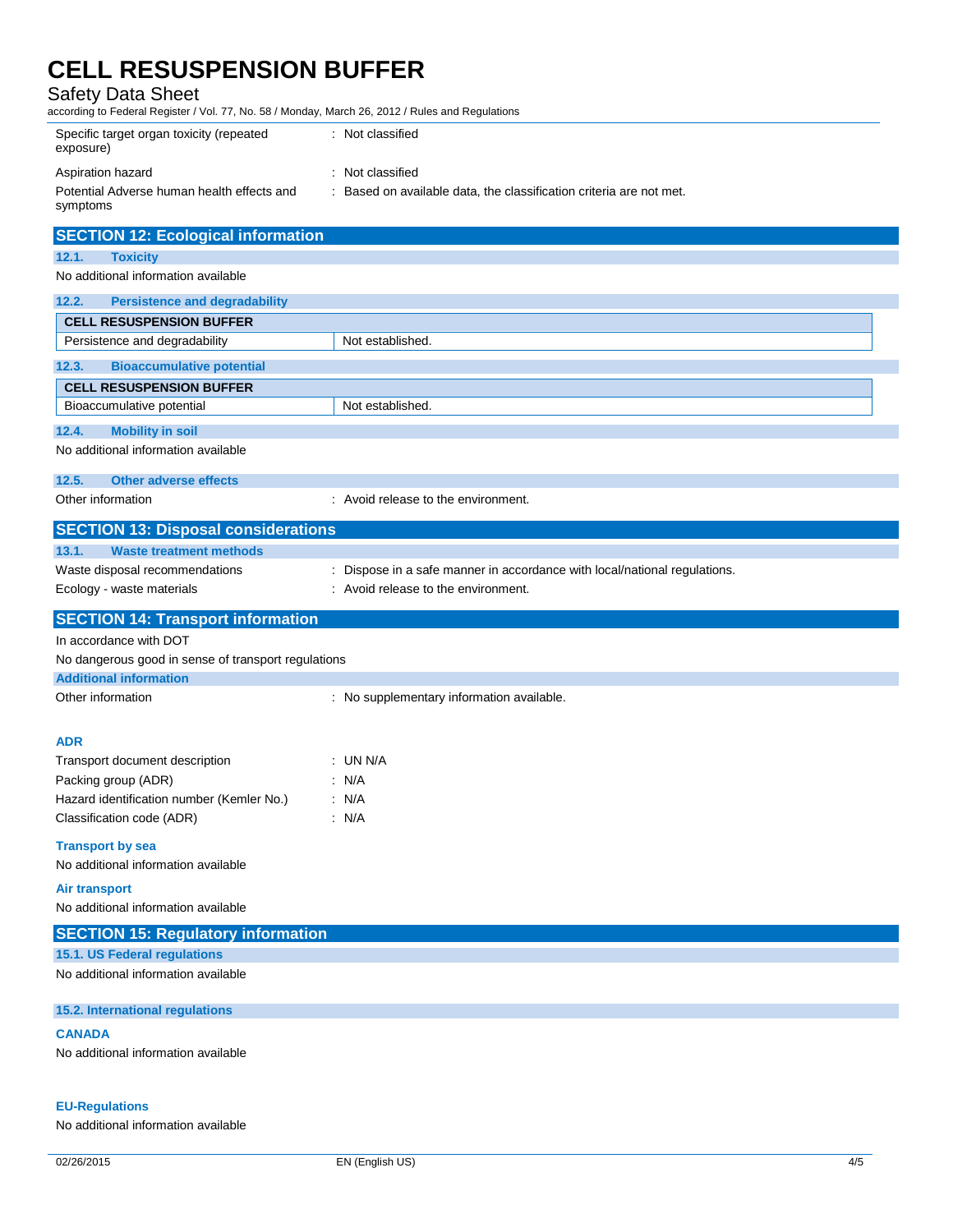Specific target organ toxicity (repeated exposure) : Not classified

Aspiration hazard : Not classified

Potential Adverse human health effects and symptoms : Based on available data, the classification criteria are not met.

## SECTION 12: Ecological information

### 12.1. Toxicity

No additional information available

### 12.2. Persistence and degradability

| CELL RESUSPENSION BUFFER | |
|---|---|
| Persistence and degradability | Not established. |

### 12.3. Bioaccumulative potential

| CELL RESUSPENSION BUFFER | |
|---|---|
| Bioaccumulative potential | Not established. |

### 12.4. Mobility in soil

No additional information available

### 12.5. Other adverse effects

Other information : Avoid release to the environment.

## SECTION 13: Disposal considerations

### 13.1. Waste treatment methods

Waste disposal recommendations : Dispose in a safe manner in accordance with local/national regulations.

Ecology - waste materials : Avoid release to the environment.

## SECTION 14: Transport information

In accordance with DOT

No dangerous good in sense of transport regulations

### Additional information

Other information : No supplementary information available.

### ADR

Transport document description : UN N/A

Packing group (ADR) : N/A

Hazard identification number (Kemler No.) : N/A

Classification code (ADR) : N/A

### Transport by sea

No additional information available

### Air transport

No additional information available

## SECTION 15: Regulatory information

### 15.1. US Federal regulations

No additional information available

### 15.2. International regulations

#### CANADA

No additional information available

#### EU-Regulations

No additional information available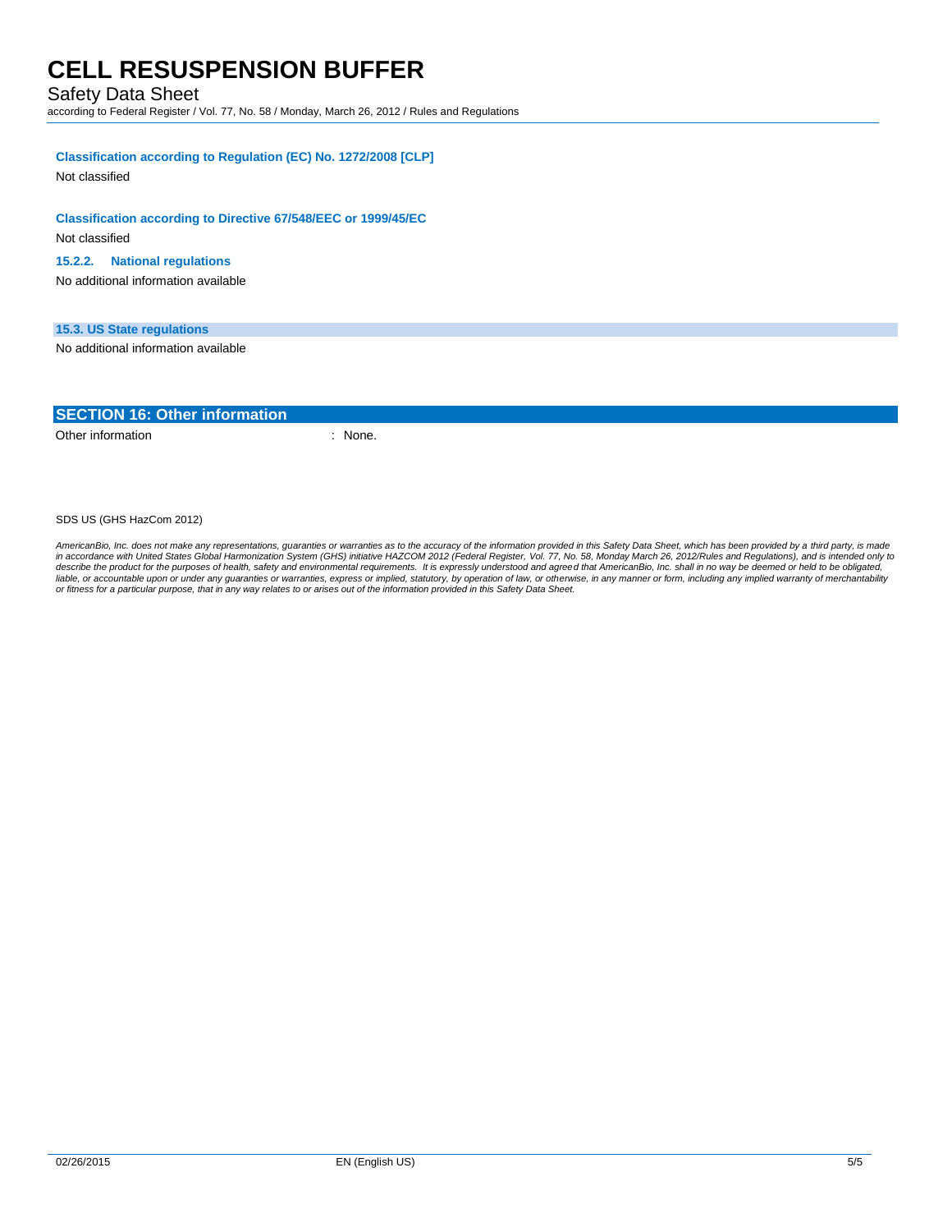**Classification according to Regulation (EC) No. 1272/2008 [CLP]**

Not classified

**Classification according to Directive 67/548/EEC or 1999/45/EC**

Not classified

### 15.2.2. National regulations

No additional information available

### 15.3. US State regulations

No additional information available

## SECTION 16: Other information

Other information : None.

SDS US (GHS HazCom 2012)

*AmericanBio, Inc. does not make any representations, guaranties or warranties as to the accuracy of the information provided in this Safety Data Sheet, which has been provided by a third party, is made in accordance with United States Global Harmonization System (GHS) initiative HAZCOM 2012 (Federal Register, Vol. 77, No. 58, Monday March 26, 2012/Rules and Regulations), and is intended only to describe the product for the purposes of health, safety and environmental requirements. It is expressly understood and agreed that AmericanBio, Inc. shall in no way be deemed or held to be obligated, liable, or accountable upon or under any guaranties or warranties, express or implied, statutory, by operation of law, or otherwise, in any manner or form, including any implied warranty of merchantability or fitness for a particular purpose, that in any way relates to or arises out of the information provided in this Safety Data Sheet.*